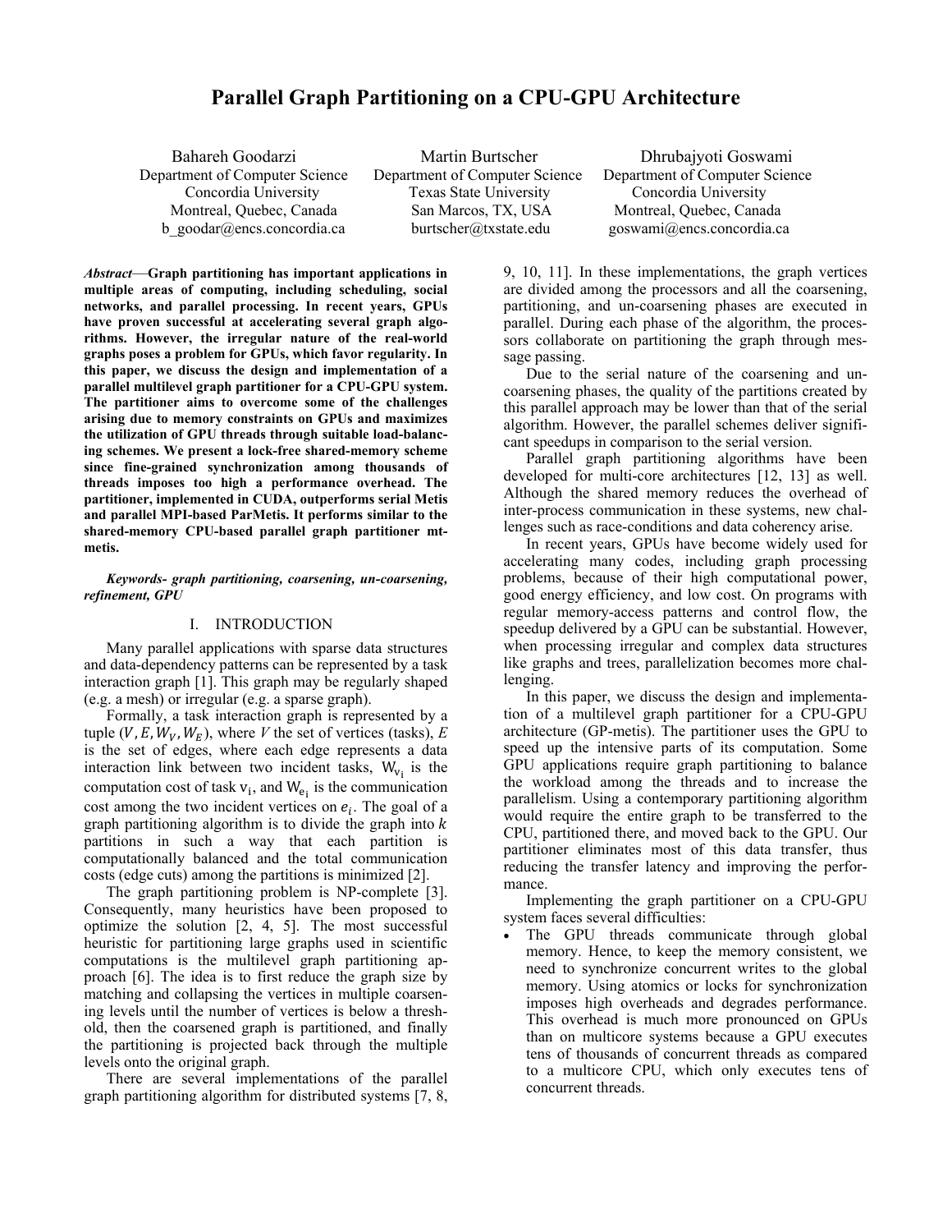# Parallel Graph Partitioning on a CPU-GPU Architecture

Bahareh Goodarzi
Department of Computer Science
Concordia University
Montreal, Quebec, Canada
b_goodar@encs.concordia.ca

Martin Burtscher
Department of Computer Science
Texas State University
San Marcos, TX, USA
burtscher@txstate.edu

Dhrubajyoti Goswami
Department of Computer Science
Concordia University
Montreal, Quebec, Canada
goswami@encs.concordia.ca

***Abstract*—Graph partitioning has important applications in multiple areas of computing, including scheduling, social networks, and parallel processing. In recent years, GPUs have proven successful at accelerating several graph algorithms. However, the irregular nature of the real-world graphs poses a problem for GPUs, which favor regularity. In this paper, we discuss the design and implementation of a parallel multilevel graph partitioner for a CPU-GPU system. The partitioner aims to overcome some of the challenges arising due to memory constraints on GPUs and maximizes the utilization of GPU threads through suitable load-balancing schemes. We present a lock-free shared-memory scheme since fine-grained synchronization among thousands of threads imposes too high a performance overhead. The partitioner, implemented in CUDA, outperforms serial Metis and parallel MPI-based ParMetis. It performs similar to the shared-memory CPU-based parallel graph partitioner mt-metis.**

***Keywords- graph partitioning, coarsening, un-coarsening, refinement, GPU***

## I. INTRODUCTION

Many parallel applications with sparse data structures and data-dependency patterns can be represented by a task interaction graph [1]. This graph may be regularly shaped (e.g. a mesh) or irregular (e.g. a sparse graph).

Formally, a task interaction graph is represented by a tuple $(V, E, W_V, W_E)$, where $V$ the set of vertices (tasks), $E$ is the set of edges, where each edge represents a data interaction link between two incident tasks, $W_{v_i}$ is the computation cost of task $v_i$, and $W_{e_i}$ is the communication cost among the two incident vertices on $e_i$. The goal of a graph partitioning algorithm is to divide the graph into $k$ partitions in such a way that each partition is computationally balanced and the total communication costs (edge cuts) among the partitions is minimized [2].

The graph partitioning problem is NP-complete [3]. Consequently, many heuristics have been proposed to optimize the solution [2, 4, 5]. The most successful heuristic for partitioning large graphs used in scientific computations is the multilevel graph partitioning approach [6]. The idea is to first reduce the graph size by matching and collapsing the vertices in multiple coarsening levels until the number of vertices is below a threshold, then the coarsened graph is partitioned, and finally the partitioning is projected back through the multiple levels onto the original graph.

There are several implementations of the parallel graph partitioning algorithm for distributed systems [7, 8, 9, 10, 11]. In these implementations, the graph vertices are divided among the processors and all the coarsening, partitioning, and un-coarsening phases are executed in parallel. During each phase of the algorithm, the processors collaborate on partitioning the graph through message passing.

Due to the serial nature of the coarsening and un-coarsening phases, the quality of the partitions created by this parallel approach may be lower than that of the serial algorithm. However, the parallel schemes deliver significant speedups in comparison to the serial version.

Parallel graph partitioning algorithms have been developed for multi-core architectures [12, 13] as well. Although the shared memory reduces the overhead of inter-process communication in these systems, new challenges such as race-conditions and data coherency arise.

In recent years, GPUs have become widely used for accelerating many codes, including graph processing problems, because of their high computational power, good energy efficiency, and low cost. On programs with regular memory-access patterns and control flow, the speedup delivered by a GPU can be substantial. However, when processing irregular and complex data structures like graphs and trees, parallelization becomes more challenging.

In this paper, we discuss the design and implementation of a multilevel graph partitioner for a CPU-GPU architecture (GP-metis). The partitioner uses the GPU to speed up the intensive parts of its computation. Some GPU applications require graph partitioning to balance the workload among the threads and to increase the parallelism. Using a contemporary partitioning algorithm would require the entire graph to be transferred to the CPU, partitioned there, and moved back to the GPU. Our partitioner eliminates most of this data transfer, thus reducing the transfer latency and improving the performance.

Implementing the graph partitioner on a CPU-GPU system faces several difficulties:

- The GPU threads communicate through global memory. Hence, to keep the memory consistent, we need to synchronize concurrent writes to the global memory. Using atomics or locks for synchronization imposes high overheads and degrades performance. This overhead is much more pronounced on GPUs than on multicore systems because a GPU executes tens of thousands of concurrent threads as compared to a multicore CPU, which only executes tens of concurrent threads.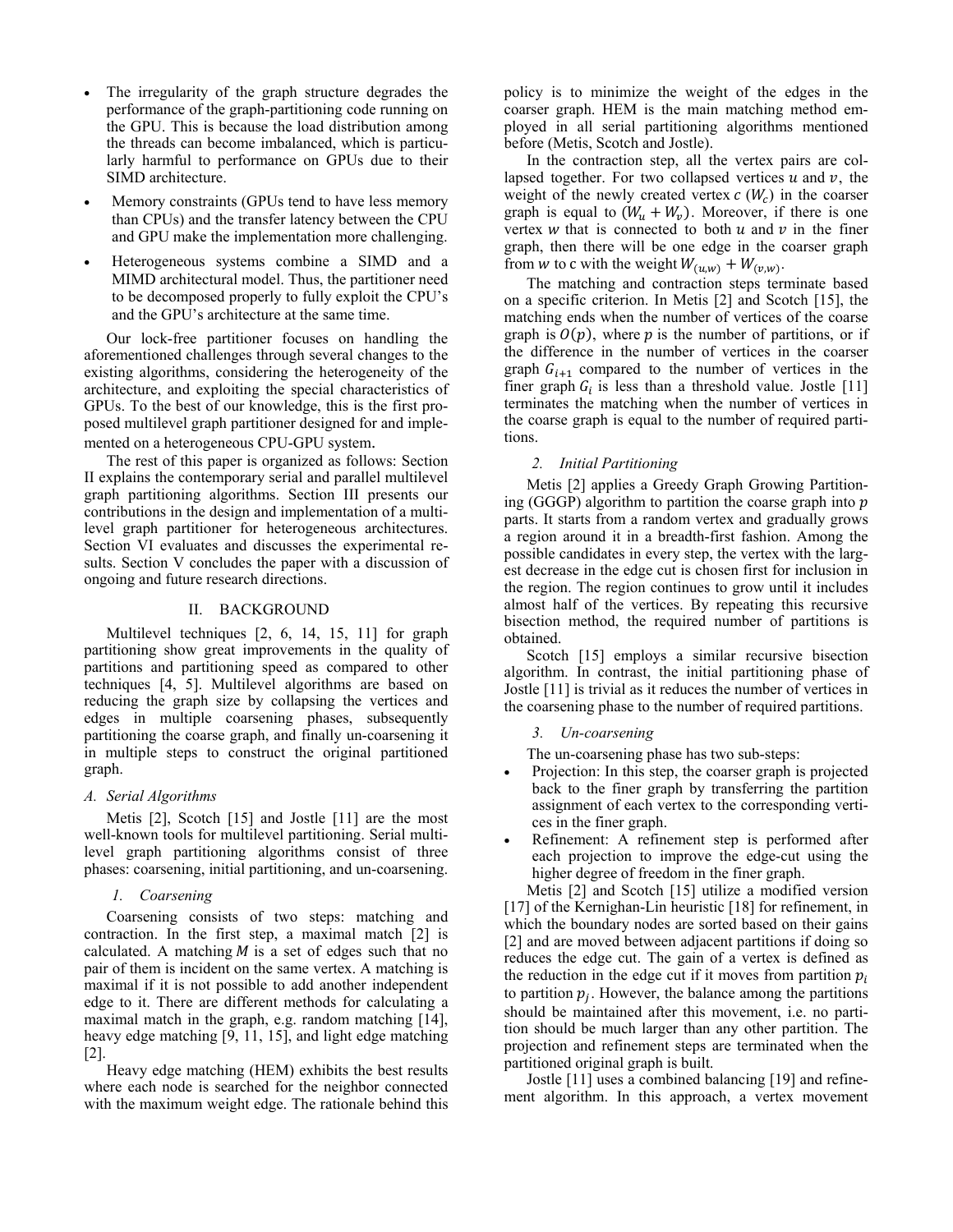- The irregularity of the graph structure degrades the performance of the graph-partitioning code running on the GPU. This is because the load distribution among the threads can become imbalanced, which is particularly harmful to performance on GPUs due to their SIMD architecture.
- Memory constraints (GPUs tend to have less memory than CPUs) and the transfer latency between the CPU and GPU make the implementation more challenging.
- Heterogeneous systems combine a SIMD and a MIMD architectural model. Thus, the partitioner need to be decomposed properly to fully exploit the CPU's and the GPU's architecture at the same time.

Our lock-free partitioner focuses on handling the aforementioned challenges through several changes to the existing algorithms, considering the heterogeneity of the architecture, and exploiting the special characteristics of GPUs. To the best of our knowledge, this is the first proposed multilevel graph partitioner designed for and implemented on a heterogeneous CPU-GPU system.

The rest of this paper is organized as follows: Section II explains the contemporary serial and parallel multilevel graph partitioning algorithms. Section III presents our contributions in the design and implementation of a multilevel graph partitioner for heterogeneous architectures. Section VI evaluates and discusses the experimental results. Section V concludes the paper with a discussion of ongoing and future research directions.

## II. BACKGROUND

Multilevel techniques [2, 6, 14, 15, 11] for graph partitioning show great improvements in the quality of partitions and partitioning speed as compared to other techniques [4, 5]. Multilevel algorithms are based on reducing the graph size by collapsing the vertices and edges in multiple coarsening phases, subsequently partitioning the coarse graph, and finally un-coarsening it in multiple steps to construct the original partitioned graph.

### *A. Serial Algorithms*

Metis [2], Scotch [15] and Jostle [11] are the most well-known tools for multilevel partitioning. Serial multilevel graph partitioning algorithms consist of three phases: coarsening, initial partitioning, and un-coarsening.

#### *1. Coarsening*

Coarsening consists of two steps: matching and contraction. In the first step, a maximal match [2] is calculated. A matching $M$ is a set of edges such that no pair of them is incident on the same vertex. A matching is maximal if it is not possible to add another independent edge to it. There are different methods for calculating a maximal match in the graph, e.g. random matching [14], heavy edge matching [9, 11, 15], and light edge matching [2].

Heavy edge matching (HEM) exhibits the best results where each node is searched for the neighbor connected with the maximum weight edge. The rationale behind this policy is to minimize the weight of the edges in the coarser graph. HEM is the main matching method employed in all serial partitioning algorithms mentioned before (Metis, Scotch and Jostle).

In the contraction step, all the vertex pairs are collapsed together. For two collapsed vertices $u$ and $v$, the weight of the newly created vertex $c$ ($W_c$) in the coarser graph is equal to ($W_u + W_v$). Moreover, if there is one vertex $w$ that is connected to both $u$ and $v$ in the finer graph, then there will be one edge in the coarser graph from $w$ to c with the weight $W_{(u,w)} + W_{(v,w)}$.

The matching and contraction steps terminate based on a specific criterion. In Metis [2] and Scotch [15], the matching ends when the number of vertices of the coarse graph is $O(p)$, where $p$ is the number of partitions, or if the difference in the number of vertices in the coarser graph $G_{i+1}$ compared to the number of vertices in the finer graph $G_i$ is less than a threshold value. Jostle [11] terminates the matching when the number of vertices in the coarse graph is equal to the number of required partitions.

#### *2. Initial Partitioning*

Metis [2] applies a Greedy Graph Growing Partitioning (GGGP) algorithm to partition the coarse graph into $p$ parts. It starts from a random vertex and gradually grows a region around it in a breadth-first fashion. Among the possible candidates in every step, the vertex with the largest decrease in the edge cut is chosen first for inclusion in the region. The region continues to grow until it includes almost half of the vertices. By repeating this recursive bisection method, the required number of partitions is obtained.

Scotch [15] employs a similar recursive bisection algorithm. In contrast, the initial partitioning phase of Jostle [11] is trivial as it reduces the number of vertices in the coarsening phase to the number of required partitions.

#### *3. Un-coarsening*

The un-coarsening phase has two sub-steps:

- Projection: In this step, the coarser graph is projected back to the finer graph by transferring the partition assignment of each vertex to the corresponding vertices in the finer graph.
- Refinement: A refinement step is performed after each projection to improve the edge-cut using the higher degree of freedom in the finer graph.

Metis [2] and Scotch [15] utilize a modified version [17] of the Kernighan-Lin heuristic [18] for refinement, in which the boundary nodes are sorted based on their gains [2] and are moved between adjacent partitions if doing so reduces the edge cut. The gain of a vertex is defined as the reduction in the edge cut if it moves from partition $p_i$ to partition $p_j$. However, the balance among the partitions should be maintained after this movement, i.e. no partition should be much larger than any other partition. The projection and refinement steps are terminated when the partitioned original graph is built.

Jostle [11] uses a combined balancing [19] and refinement algorithm. In this approach, a vertex movement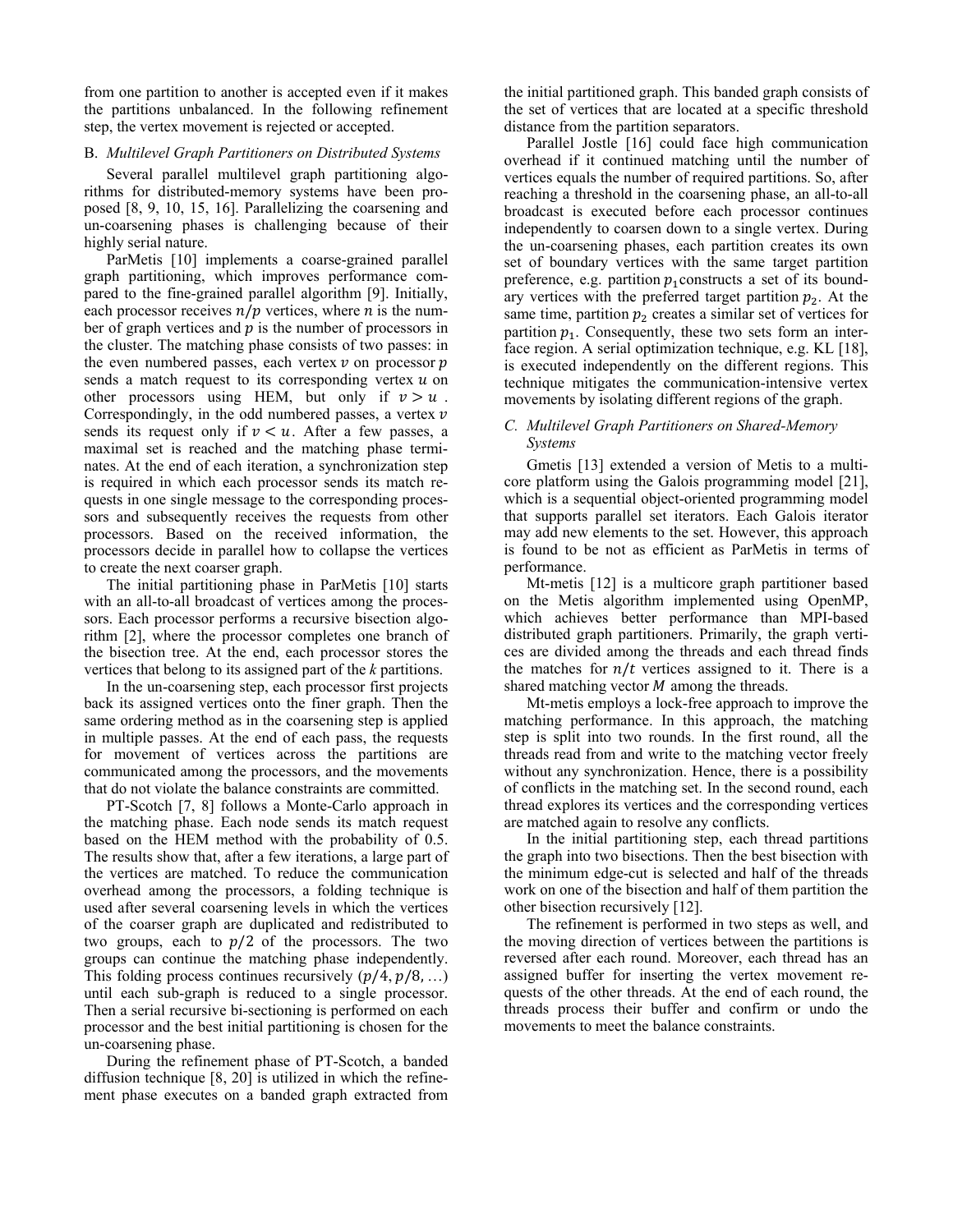from one partition to another is accepted even if it makes the partitions unbalanced. In the following refinement step, the vertex movement is rejected or accepted.

### B. *Multilevel Graph Partitioners on Distributed Systems*

Several parallel multilevel graph partitioning algorithms for distributed-memory systems have been proposed [8, 9, 10, 15, 16]. Parallelizing the coarsening and un-coarsening phases is challenging because of their highly serial nature.

ParMetis [10] implements a coarse-grained parallel graph partitioning, which improves performance compared to the fine-grained parallel algorithm [9]. Initially, each processor receives $n/p$ vertices, where $n$ is the number of graph vertices and $p$ is the number of processors in the cluster. The matching phase consists of two passes: in the even numbered passes, each vertex $v$ on processor $p$ sends a match request to its corresponding vertex $u$ on other processors using HEM, but only if $v > u$. Correspondingly, in the odd numbered passes, a vertex $v$ sends its request only if $v < u$. After a few passes, a maximal set is reached and the matching phase terminates. At the end of each iteration, a synchronization step is required in which each processor sends its match requests in one single message to the corresponding processors and subsequently receives the requests from other processors. Based on the received information, the processors decide in parallel how to collapse the vertices to create the next coarser graph.

The initial partitioning phase in ParMetis [10] starts with an all-to-all broadcast of vertices among the processors. Each processor performs a recursive bisection algorithm [2], where the processor completes one branch of the bisection tree. At the end, each processor stores the vertices that belong to its assigned part of the *k* partitions.

In the un-coarsening step, each processor first projects back its assigned vertices onto the finer graph. Then the same ordering method as in the coarsening step is applied in multiple passes. At the end of each pass, the requests for movement of vertices across the partitions are communicated among the processors, and the movements that do not violate the balance constraints are committed.

PT-Scotch [7, 8] follows a Monte-Carlo approach in the matching phase. Each node sends its match request based on the HEM method with the probability of 0.5. The results show that, after a few iterations, a large part of the vertices are matched. To reduce the communication overhead among the processors, a folding technique is used after several coarsening levels in which the vertices of the coarser graph are duplicated and redistributed to two groups, each to $p/2$ of the processors. The two groups can continue the matching phase independently. This folding process continues recursively $(p/4, p/8, \ldots)$ until each sub-graph is reduced to a single processor. Then a serial recursive bi-sectioning is performed on each processor and the best initial partitioning is chosen for the un-coarsening phase.

During the refinement phase of PT-Scotch, a banded diffusion technique [8, 20] is utilized in which the refinement phase executes on a banded graph extracted from the initial partitioned graph. This banded graph consists of the set of vertices that are located at a specific threshold distance from the partition separators.

Parallel Jostle [16] could face high communication overhead if it continued matching until the number of vertices equals the number of required partitions. So, after reaching a threshold in the coarsening phase, an all-to-all broadcast is executed before each processor continues independently to coarsen down to a single vertex. During the un-coarsening phases, each partition creates its own set of boundary vertices with the same target partition preference, e.g. partition $p_1$ constructs a set of its boundary vertices with the preferred target partition $p_2$. At the same time, partition $p_2$ creates a similar set of vertices for partition $p_1$. Consequently, these two sets form an interface region. A serial optimization technique, e.g. KL [18], is executed independently on the different regions. This technique mitigates the communication-intensive vertex movements by isolating different regions of the graph.

### C. *Multilevel Graph Partitioners on Shared-Memory Systems*

Gmetis [13] extended a version of Metis to a multicore platform using the Galois programming model [21], which is a sequential object-oriented programming model that supports parallel set iterators. Each Galois iterator may add new elements to the set. However, this approach is found to be not as efficient as ParMetis in terms of performance.

Mt-metis [12] is a multicore graph partitioner based on the Metis algorithm implemented using OpenMP, which achieves better performance than MPI-based distributed graph partitioners. Primarily, the graph vertices are divided among the threads and each thread finds the matches for $n/t$ vertices assigned to it. There is a shared matching vector $M$ among the threads.

Mt-metis employs a lock-free approach to improve the matching performance. In this approach, the matching step is split into two rounds. In the first round, all the threads read from and write to the matching vector freely without any synchronization. Hence, there is a possibility of conflicts in the matching set. In the second round, each thread explores its vertices and the corresponding vertices are matched again to resolve any conflicts.

In the initial partitioning step, each thread partitions the graph into two bisections. Then the best bisection with the minimum edge-cut is selected and half of the threads work on one of the bisection and half of them partition the other bisection recursively [12].

The refinement is performed in two steps as well, and the moving direction of vertices between the partitions is reversed after each round. Moreover, each thread has an assigned buffer for inserting the vertex movement requests of the other threads. At the end of each round, the threads process their buffer and confirm or undo the movements to meet the balance constraints.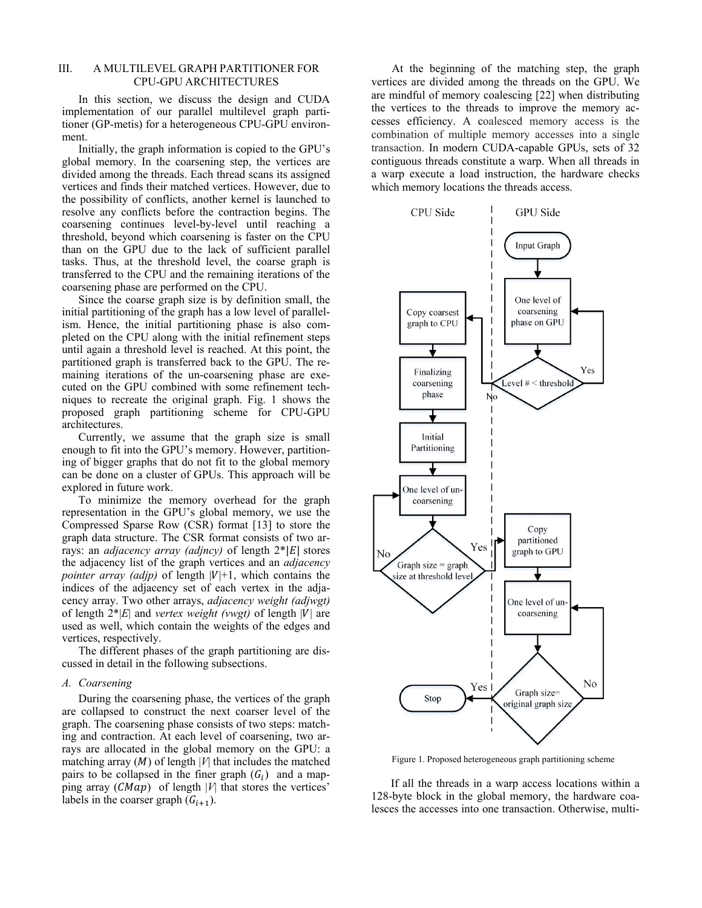## III. A MULTILEVEL GRAPH PARTITIONER FOR CPU-GPU ARCHITECTURES

In this section, we discuss the design and CUDA implementation of our parallel multilevel graph partitioner (GP-metis) for a heterogeneous CPU-GPU environment.

Initially, the graph information is copied to the GPU's global memory. In the coarsening step, the vertices are divided among the threads. Each thread scans its assigned vertices and finds their matched vertices. However, due to the possibility of conflicts, another kernel is launched to resolve any conflicts before the contraction begins. The coarsening continues level-by-level until reaching a threshold, beyond which coarsening is faster on the CPU than on the GPU due to the lack of sufficient parallel tasks. Thus, at the threshold level, the coarse graph is transferred to the CPU and the remaining iterations of the coarsening phase are performed on the CPU.

Since the coarse graph size is by definition small, the initial partitioning of the graph has a low level of parallelism. Hence, the initial partitioning phase is also completed on the CPU along with the initial refinement steps until again a threshold level is reached. At this point, the partitioned graph is transferred back to the GPU. The remaining iterations of the un-coarsening phase are executed on the GPU combined with some refinement techniques to recreate the original graph. Fig. 1 shows the proposed graph partitioning scheme for CPU-GPU architectures.

Currently, we assume that the graph size is small enough to fit into the GPU's memory. However, partitioning of bigger graphs that do not fit to the global memory can be done on a cluster of GPUs. This approach will be explored in future work.

To minimize the memory overhead for the graph representation in the GPU's global memory, we use the Compressed Sparse Row (CSR) format [13] to store the graph data structure. The CSR format consists of two arrays: an *adjacency array (adjncy)* of length 2\*$|E|$ stores the adjacency list of the graph vertices and an *adjacency pointer array (adjp)* of length $|V|$+1, which contains the indices of the adjacency set of each vertex in the adjacency array. Two other arrays, *adjacency weight (adjwgt)* of length 2\*$|E|$ and *vertex weight (vwgt)* of length $|V|$ are used as well, which contain the weights of the edges and vertices, respectively.

The different phases of the graph partitioning are discussed in detail in the following subsections.

### A. Coarsening

During the coarsening phase, the vertices of the graph are collapsed to construct the next coarser level of the graph. The coarsening phase consists of two steps: matching and contraction. At each level of coarsening, two arrays are allocated in the global memory on the GPU: a matching array ($M$) of length $|V|$ that includes the matched pairs to be collapsed in the finer graph ($G_i$) and a mapping array ($CMap$) of length $|V|$ that stores the vertices' labels in the coarser graph ($G_{i+1}$).

At the beginning of the matching step, the graph vertices are divided among the threads on the GPU. We are mindful of memory coalescing [22] when distributing the vertices to the threads to improve the memory accesses efficiency. A coalesced memory access is the combination of multiple memory accesses into a single transaction. In modern CUDA-capable GPUs, sets of 32 contiguous threads constitute a warp. When all threads in a warp execute a load instruction, the hardware checks which memory locations the threads access.

Figure 1. Proposed heterogeneous graph partitioning scheme

If all the threads in a warp access locations within a 128-byte block in the global memory, the hardware coalesces the accesses into one transaction. Otherwise, multi-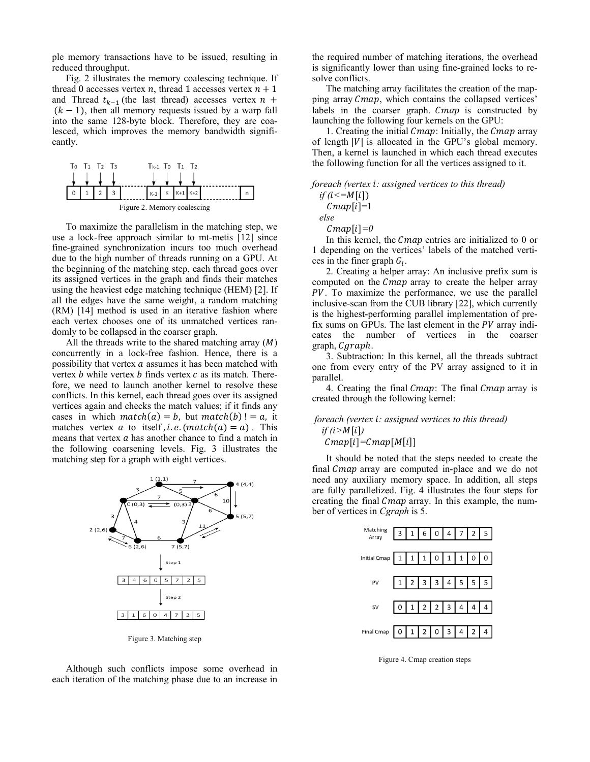ple memory transactions have to be issued, resulting in reduced throughput.

Fig. 2 illustrates the memory coalescing technique. If thread 0 accesses vertex $n$, thread 1 accesses vertex $n+1$ and Thread $t_{k-1}$ (the last thread) accesses vertex $n+(k-1)$, then all memory requests issued by a warp fall into the same 128-byte block. Therefore, they are coalesced, which improves the memory bandwidth significantly.

Figure 2. Memory coalescing

To maximize the parallelism in the matching step, we use a lock-free approach similar to mt-metis [12] since fine-grained synchronization incurs too much overhead due to the high number of threads running on a GPU. At the beginning of the matching step, each thread goes over its assigned vertices in the graph and finds their matches using the heaviest edge matching technique (HEM) [2]. If all the edges have the same weight, a random matching (RM) [14] method is used in an iterative fashion where each vertex chooses one of its unmatched vertices randomly to be collapsed in the coarser graph.

All the threads write to the shared matching array ($M$) concurrently in a lock-free fashion. Hence, there is a possibility that vertex $a$ assumes it has been matched with vertex $b$ while vertex $b$ finds vertex $c$ as its match. Therefore, we need to launch another kernel to resolve these conflicts. In this kernel, each thread goes over its assigned vertices again and checks the match values; if it finds any cases in which $match(a)=b$, but $match(b) \mathrel{!}= a$, it matches vertex $a$ to itself, $i.e.\ (match(a)=a)$. This means that vertex $a$ has another chance to find a match in the following coarsening levels. Fig. 3 illustrates the matching step for a graph with eight vertices.

Figure 3. Matching step

Although such conflicts impose some overhead in each iteration of the matching phase due to an increase in the required number of matching iterations, the overhead is significantly lower than using fine-grained locks to resolve conflicts.

The matching array facilitates the creation of the mapping array $Cmap$, which contains the collapsed vertices' labels in the coarser graph. $Cmap$ is constructed by launching the following four kernels on the GPU:

1. Creating the initial $Cmap$: Initially, the $Cmap$ array of length $|V|$ is allocated in the GPU's global memory. Then, a kernel is launched in which each thread executes the following function for all the vertices assigned to it.

```
foreach (vertex i: assigned vertices to this thread)
  if (i<=M[i])
    Cmap[i]=1
  else
    Cmap[i]=0
```

In this kernel, the $Cmap$ entries are initialized to 0 or 1 depending on the vertices' labels of the matched vertices in the finer graph $G_i$.

2. Creating a helper array: An inclusive prefix sum is computed on the $Cmap$ array to create the helper array $PV$. To maximize the performance, we use the parallel inclusive-scan from the CUB library [22], which currently is the highest-performing parallel implementation of prefix sums on GPUs. The last element in the $PV$ array indicates the number of vertices in the coarser graph, $Cgraph$.

3. Subtraction: In this kernel, all the threads subtract one from every entry of the PV array assigned to it in parallel.

4. Creating the final $Cmap$: The final $Cmap$ array is created through the following kernel:

```
foreach (vertex i: assigned vertices to this thread)
  if (i>M[i])
    Cmap[i]=Cmap[M[i]]
```

It should be noted that the steps needed to create the final $Cmap$ array are computed in-place and we do not need any auxiliary memory space. In addition, all steps are fully parallelized. Fig. 4 illustrates the four steps for creating the final $Cmap$ array. In this example, the number of vertices in $Cgraph$ is 5.

| Matching Array | 3 | 1 | 6 | 0 | 4 | 7 | 2 | 5 |
|---|---|---|---|---|---|---|---|---|
| Initial Cmap | 1 | 1 | 1 | 0 | 1 | 1 | 0 | 0 |
| PV | 1 | 2 | 3 | 3 | 4 | 5 | 5 | 5 |
| SV | 0 | 1 | 2 | 2 | 3 | 4 | 4 | 4 |
| Final Cmap | 0 | 1 | 2 | 0 | 3 | 4 | 2 | 4 |

Figure 4. Cmap creation steps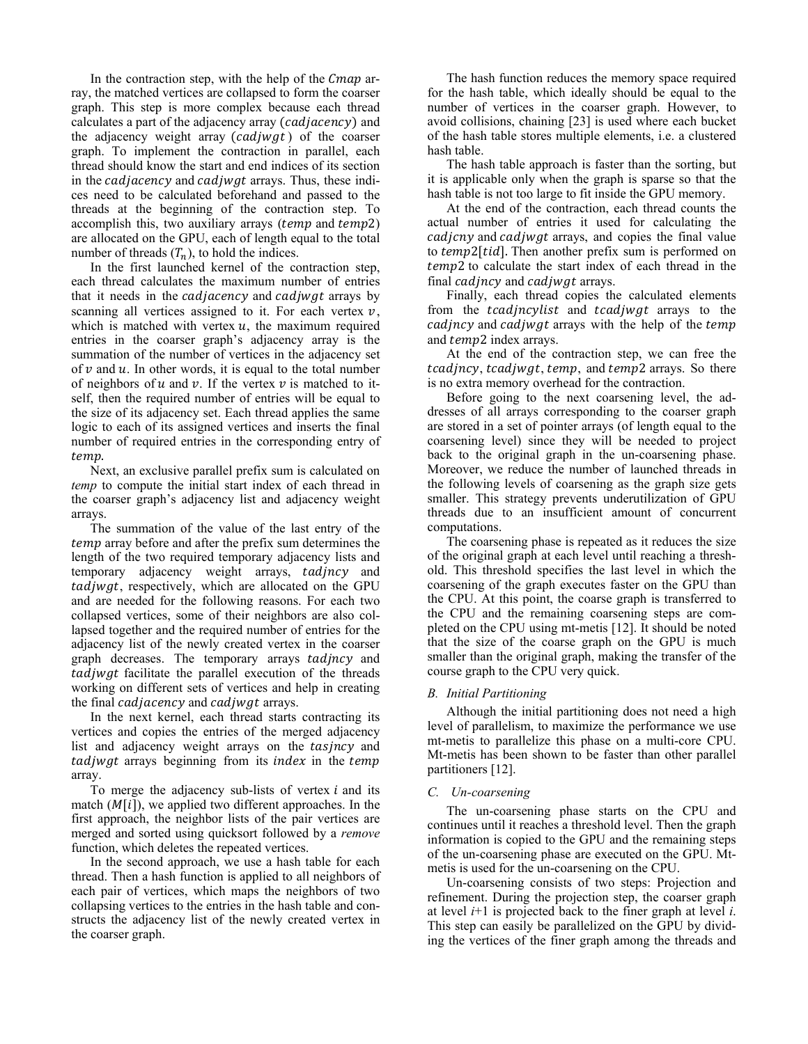In the contraction step, with the help of the $Cmap$ array, the matched vertices are collapsed to form the coarser graph. This step is more complex because each thread calculates a part of the adjacency array ($cadjacency$) and the adjacency weight array ($cadjwgt$) of the coarser graph. To implement the contraction in parallel, each thread should know the start and end indices of its section in the $cadjacency$ and $cadjwgt$ arrays. Thus, these indices need to be calculated beforehand and passed to the threads at the beginning of the contraction step. To accomplish this, two auxiliary arrays ($temp$ and $temp2$) are allocated on the GPU, each of length equal to the total number of threads ($T_n$), to hold the indices.

In the first launched kernel of the contraction step, each thread calculates the maximum number of entries that it needs in the $cadjacency$ and $cadjwgt$ arrays by scanning all vertices assigned to it. For each vertex $v$, which is matched with vertex $u$, the maximum required entries in the coarser graph's adjacency array is the summation of the number of vertices in the adjacency set of $v$ and $u$. In other words, it is equal to the total number of neighbors of $u$ and $v$. If the vertex $v$ is matched to itself, then the required number of entries will be equal to the size of its adjacency set. Each thread applies the same logic to each of its assigned vertices and inserts the final number of required entries in the corresponding entry of $temp$.

Next, an exclusive parallel prefix sum is calculated on *temp* to compute the initial start index of each thread in the coarser graph's adjacency list and adjacency weight arrays.

The summation of the value of the last entry of the $temp$ array before and after the prefix sum determines the length of the two required temporary adjacency lists and temporary adjacency weight arrays, $tadjncy$ and $tadjwgt$, respectively, which are allocated on the GPU and are needed for the following reasons. For each two collapsed vertices, some of their neighbors are also collapsed together and the required number of entries for the adjacency list of the newly created vertex in the coarser graph decreases. The temporary arrays $tadjncy$ and $tadjwgt$ facilitate the parallel execution of the threads working on different sets of vertices and help in creating the final $cadjacency$ and $cadjwgt$ arrays.

In the next kernel, each thread starts contracting its vertices and copies the entries of the merged adjacency list and adjacency weight arrays on the $tasjncy$ and $tadjwgt$ arrays beginning from its $index$ in the $temp$ array.

To merge the adjacency sub-lists of vertex $i$ and its match ($M[i]$), we applied two different approaches. In the first approach, the neighbor lists of the pair vertices are merged and sorted using quicksort followed by a *remove* function, which deletes the repeated vertices.

In the second approach, we use a hash table for each thread. Then a hash function is applied to all neighbors of each pair of vertices, which maps the neighbors of two collapsing vertices to the entries in the hash table and constructs the adjacency list of the newly created vertex in the coarser graph.

The hash function reduces the memory space required for the hash table, which ideally should be equal to the number of vertices in the coarser graph. However, to avoid collisions, chaining [23] is used where each bucket of the hash table stores multiple elements, i.e. a clustered hash table.

The hash table approach is faster than the sorting, but it is applicable only when the graph is sparse so that the hash table is not too large to fit inside the GPU memory.

At the end of the contraction, each thread counts the actual number of entries it used for calculating the $cadjcny$ and $cadjwgt$ arrays, and copies the final value to $temp2[tid]$. Then another prefix sum is performed on $temp2$ to calculate the start index of each thread in the final $cadjncy$ and $cadjwgt$ arrays.

Finally, each thread copies the calculated elements from the $tcadjncylist$ and $tcadjwgt$ arrays to the $cadjncy$ and $cadjwgt$ arrays with the help of the $temp$ and $temp2$ index arrays.

At the end of the contraction step, we can free the $tcadjncy$, $tcadjwgt$, $temp$, and $temp2$ arrays. So there is no extra memory overhead for the contraction.

Before going to the next coarsening level, the addresses of all arrays corresponding to the coarser graph are stored in a set of pointer arrays (of length equal to the coarsening level) since they will be needed to project back to the original graph in the un-coarsening phase. Moreover, we reduce the number of launched threads in the following levels of coarsening as the graph size gets smaller. This strategy prevents underutilization of GPU threads due to an insufficient amount of concurrent computations.

The coarsening phase is repeated as it reduces the size of the original graph at each level until reaching a threshold. This threshold specifies the last level in which the coarsening of the graph executes faster on the GPU than the CPU. At this point, the coarse graph is transferred to the CPU and the remaining coarsening steps are completed on the CPU using mt-metis [12]. It should be noted that the size of the coarse graph on the GPU is much smaller than the original graph, making the transfer of the course graph to the CPU very quick.

### *B. Initial Partitioning*

Although the initial partitioning does not need a high level of parallelism, to maximize the performance we use mt-metis to parallelize this phase on a multi-core CPU. Mt-metis has been shown to be faster than other parallel partitioners [12].

### *C. Un-coarsening*

The un-coarsening phase starts on the CPU and continues until it reaches a threshold level. Then the graph information is copied to the GPU and the remaining steps of the un-coarsening phase are executed on the GPU. Mt-metis is used for the un-coarsening on the CPU.

Un-coarsening consists of two steps: Projection and refinement. During the projection step, the coarser graph at level *i*+1 is projected back to the finer graph at level *i*. This step can easily be parallelized on the GPU by dividing the vertices of the finer graph among the threads and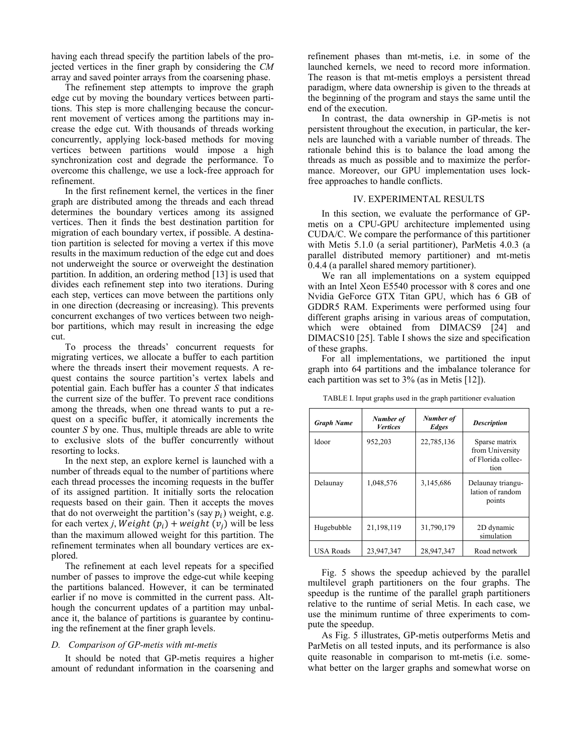having each thread specify the partition labels of the projected vertices in the finer graph by considering the *CM* array and saved pointer arrays from the coarsening phase.

The refinement step attempts to improve the graph edge cut by moving the boundary vertices between partitions. This step is more challenging because the concurrent movement of vertices among the partitions may increase the edge cut. With thousands of threads working concurrently, applying lock-based methods for moving vertices between partitions would impose a high synchronization cost and degrade the performance. To overcome this challenge, we use a lock-free approach for refinement.

In the first refinement kernel, the vertices in the finer graph are distributed among the threads and each thread determines the boundary vertices among its assigned vertices. Then it finds the best destination partition for migration of each boundary vertex, if possible. A destination partition is selected for moving a vertex if this move results in the maximum reduction of the edge cut and does not underweight the source or overweight the destination partition. In addition, an ordering method [13] is used that divides each refinement step into two iterations. During each step, vertices can move between the partitions only in one direction (decreasing or increasing). This prevents concurrent exchanges of two vertices between two neighbor partitions, which may result in increasing the edge cut.

To process the threads' concurrent requests for migrating vertices, we allocate a buffer to each partition where the threads insert their movement requests. A request contains the source partition's vertex labels and potential gain. Each buffer has a counter *S* that indicates the current size of the buffer. To prevent race conditions among the threads, when one thread wants to put a request on a specific buffer, it atomically increments the counter *S* by one. Thus, multiple threads are able to write to exclusive slots of the buffer concurrently without resorting to locks.

In the next step, an explore kernel is launched with a number of threads equal to the number of partitions where each thread processes the incoming requests in the buffer of its assigned partition. It initially sorts the relocation requests based on their gain. Then it accepts the moves that do not overweight the partition's (say $p_i$) weight, e.g. for each vertex $j$, $Weight\ (p_i) + weight\ (v_j)$ will be less than the maximum allowed weight for this partition. The refinement terminates when all boundary vertices are explored.

The refinement at each level repeats for a specified number of passes to improve the edge-cut while keeping the partitions balanced. However, it can be terminated earlier if no move is committed in the current pass. Although the concurrent updates of a partition may unbalance it, the balance of partitions is guarantee by continuing the refinement at the finer graph levels.

### *D. Comparison of GP-metis with mt-metis*

It should be noted that GP-metis requires a higher amount of redundant information in the coarsening and refinement phases than mt-metis, i.e. in some of the launched kernels, we need to record more information. The reason is that mt-metis employs a persistent thread paradigm, where data ownership is given to the threads at the beginning of the program and stays the same until the end of the execution.

In contrast, the data ownership in GP-metis is not persistent throughout the execution, in particular, the kernels are launched with a variable number of threads. The rationale behind this is to balance the load among the threads as much as possible and to maximize the performance. Moreover, our GPU implementation uses lock-free approaches to handle conflicts.

## IV. EXPERIMENTAL RESULTS

In this section, we evaluate the performance of GP-metis on a CPU-GPU architecture implemented using CUDA/C. We compare the performance of this partitioner with Metis 5.1.0 (a serial partitioner), ParMetis 4.0.3 (a parallel distributed memory partitioner) and mt-metis 0.4.4 (a parallel shared memory partitioner).

We ran all implementations on a system equipped with an Intel Xeon E5540 processor with 8 cores and one Nvidia GeForce GTX Titan GPU, which has 6 GB of GDDR5 RAM. Experiments were performed using four different graphs arising in various areas of computation, which were obtained from DIMACS9 [24] and DIMACS10 [25]. Table I shows the size and specification of these graphs.

For all implementations, we partitioned the input graph into 64 partitions and the imbalance tolerance for each partition was set to 3% (as in Metis [12]).

TABLE I. Input graphs used in the graph partitioner evaluation

| *Graph Name* | *Number of Vertices* | *Number of Edges* | *Description* |
|---|---|---|---|
| ldoor | 952,203 | 22,785,136 | Sparse matrix from University of Florida collection |
| Delaunay | 1,048,576 | 3,145,686 | Delaunay triangulation of random points |
| Hugebubble | 21,198,119 | 31,790,179 | 2D dynamic simulation |
| USA Roads | 23,947,347 | 28,947,347 | Road network |

Fig. 5 shows the speedup achieved by the parallel multilevel graph partitioners on the four graphs. The speedup is the runtime of the parallel graph partitioners relative to the runtime of serial Metis. In each case, we use the minimum runtime of three experiments to compute the speedup.

As Fig. 5 illustrates, GP-metis outperforms Metis and ParMetis on all tested inputs, and its performance is also quite reasonable in comparison to mt-metis (i.e. somewhat better on the larger graphs and somewhat worse on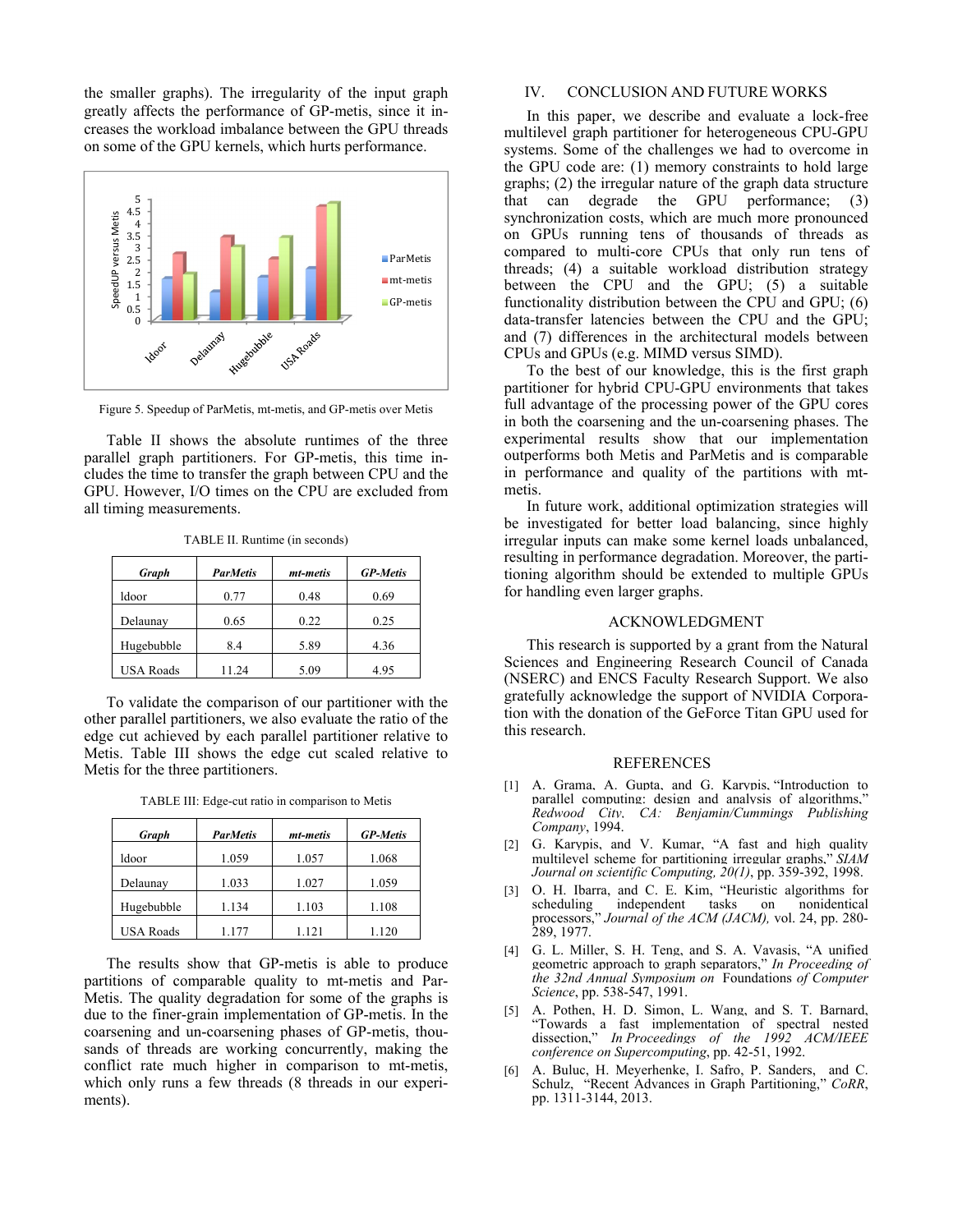the smaller graphs). The irregularity of the input graph greatly affects the performance of GP-metis, since it increases the workload imbalance between the GPU threads on some of the GPU kernels, which hurts performance.

Figure 5. Speedup of ParMetis, mt-metis, and GP-metis over Metis

Table II shows the absolute runtimes of the three parallel graph partitioners. For GP-metis, this time includes the time to transfer the graph between CPU and the GPU. However, I/O times on the CPU are excluded from all timing measurements.

TABLE II. Runtime (in seconds)

| *Graph* | *ParMetis* | *mt-metis* | *GP-Metis* |
|---|---|---|---|
| ldoor | 0.77 | 0.48 | 0.69 |
| Delaunay | 0.65 | 0.22 | 0.25 |
| Hugebubble | 8.4 | 5.89 | 4.36 |
| USA Roads | 11.24 | 5.09 | 4.95 |

To validate the comparison of our partitioner with the other parallel partitioners, we also evaluate the ratio of the edge cut achieved by each parallel partitioner relative to Metis. Table III shows the edge cut scaled relative to Metis for the three partitioners.

TABLE III: Edge-cut ratio in comparison to Metis

| *Graph* | *ParMetis* | *mt-metis* | *GP-Metis* |
|---|---|---|---|
| ldoor | 1.059 | 1.057 | 1.068 |
| Delaunay | 1.033 | 1.027 | 1.059 |
| Hugebubble | 1.134 | 1.103 | 1.108 |
| USA Roads | 1.177 | 1.121 | 1.120 |

The results show that GP-metis is able to produce partitions of comparable quality to mt-metis and ParMetis. The quality degradation for some of the graphs is due to the finer-grain implementation of GP-metis. In the coarsening and un-coarsening phases of GP-metis, thousands of threads are working concurrently, making the conflict rate much higher in comparison to mt-metis, which only runs a few threads (8 threads in our experiments).

## IV. CONCLUSION AND FUTURE WORKS

In this paper, we describe and evaluate a lock-free multilevel graph partitioner for heterogeneous CPU-GPU systems. Some of the challenges we had to overcome in the GPU code are: (1) memory constraints to hold large graphs; (2) the irregular nature of the graph data structure that can degrade the GPU performance; (3) synchronization costs, which are much more pronounced on GPUs running tens of thousands of threads as compared to multi-core CPUs that only run tens of threads; (4) a suitable workload distribution strategy between the CPU and the GPU; (5) a suitable functionality distribution between the CPU and GPU; (6) data-transfer latencies between the CPU and the GPU; and (7) differences in the architectural models between CPUs and GPUs (e.g. MIMD versus SIMD).

To the best of our knowledge, this is the first graph partitioner for hybrid CPU-GPU environments that takes full advantage of the processing power of the GPU cores in both the coarsening and the un-coarsening phases. The experimental results show that our implementation outperforms both Metis and ParMetis and is comparable in performance and quality of the partitions with mt-metis.

In future work, additional optimization strategies will be investigated for better load balancing, since highly irregular inputs can make some kernel loads unbalanced, resulting in performance degradation. Moreover, the partitioning algorithm should be extended to multiple GPUs for handling even larger graphs.

## ACKNOWLEDGMENT

This research is supported by a grant from the Natural Sciences and Engineering Research Council of Canada (NSERC) and ENCS Faculty Research Support. We also gratefully acknowledge the support of NVIDIA Corporation with the donation of the GeForce Titan GPU used for this research.

## REFERENCES

[1] A. Grama, A. Gupta, and G. Karypis, "Introduction to parallel computing: design and analysis of algorithms," *Redwood City, CA: Benjamin/Cummings Publishing Company*, 1994.

[2] G. Karypis, and V. Kumar, "A fast and high quality multilevel scheme for partitioning irregular graphs," *SIAM Journal on scientific Computing, 20(1)*, pp. 359-392, 1998.

[3] O. H. Ibarra, and C. E. Kim, "Heuristic algorithms for scheduling independent tasks on nonidentical processors," *Journal of the ACM (JACM),* vol. 24, pp. 280-289, 1977.

[4] G. L. Miller, S. H. Teng, and S. A. Vavasis, "A unified geometric approach to graph separators," *In Proceeding of the 32nd Annual Symposium on* Foundations *of Computer Science*, pp. 538-547, 1991.

[5] A. Pothen, H. D. Simon, L. Wang, and S. T. Barnard, "Towards a fast implementation of spectral nested dissection," *In Proceedings of the 1992 ACM/IEEE conference on Supercomputing*, pp. 42-51, 1992.

[6] A. Buluc, H. Meyerhenke, I. Safro, P. Sanders, and C. Schulz, "Recent Advances in Graph Partitioning," *CoRR*, pp. 1311-3144, 2013.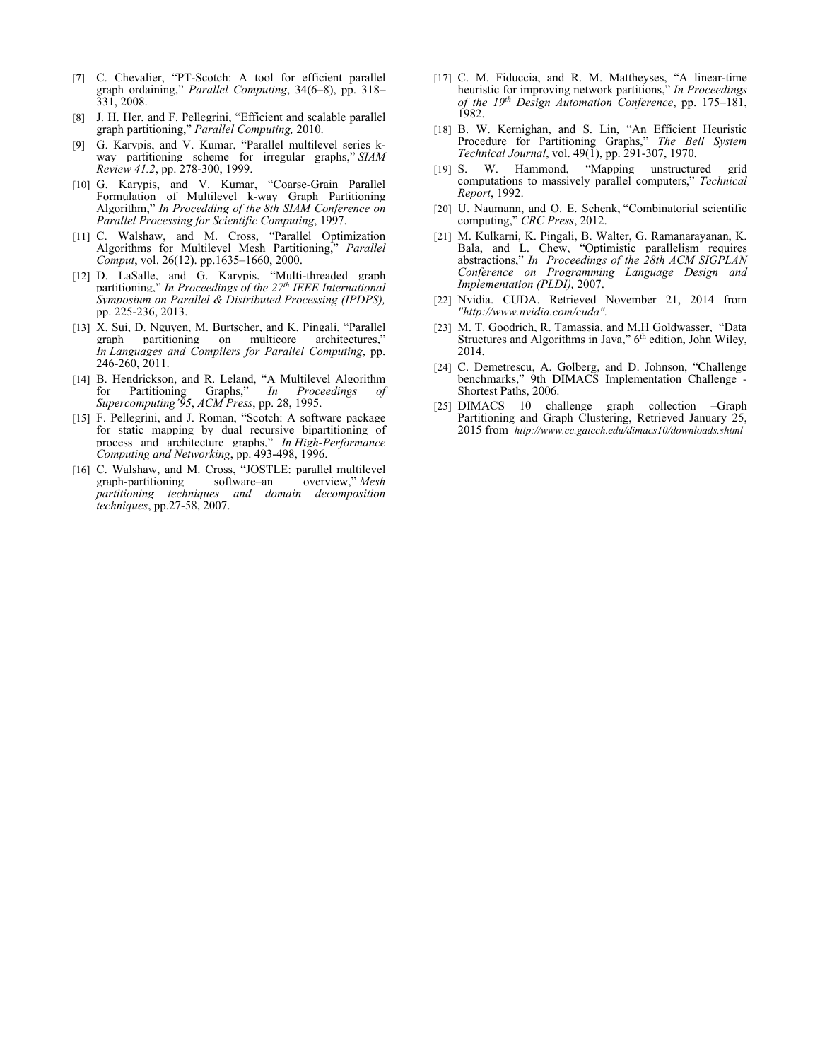[7] C. Chevalier, "PT-Scotch: A tool for efficient parallel graph ordaining," *Parallel Computing*, 34(6–8), pp. 318–331, 2008.

[8] J. H. Her, and F. Pellegrini, "Efficient and scalable parallel graph partitioning," *Parallel Computing,* 2010.

[9] G. Karypis, and V. Kumar, "Parallel multilevel series k-way partitioning scheme for irregular graphs," *SIAM Review 41.2*, pp. 278-300, 1999.

[10] G. Karypis, and V. Kumar, "Coarse-Grain Parallel Formulation of Multilevel k-way Graph Partitioning Algorithm," *In Procedding of the 8th SIAM Conference on Parallel Processing for Scientific Computing*, 1997.

[11] C. Walshaw, and M. Cross, "Parallel Optimization Algorithms for Multilevel Mesh Partitioning," *Parallel Comput*, vol. 26(12). pp.1635–1660, 2000.

[12] D. LaSalle, and G. Karypis, "Multi-threaded graph partitioning," *In Proceedings of the 27th IEEE International Symposium on Parallel & Distributed Processing (IPDPS),* pp. 225-236, 2013.

[13] X. Sui, D. Nguyen, M. Burtscher, and K. Pingali, "Parallel graph partitioning on multicore architectures," *In Languages and Compilers for Parallel Computing*, pp. 246-260, 2011.

[14] B. Hendrickson, and R. Leland, "A Multilevel Algorithm for Partitioning Graphs," *In Proceedings of Supercomputing'95*, *ACM Press*, pp. 28, 1995.

[15] F. Pellegrini, and J. Roman, "Scotch: A software package for static mapping by dual recursive bipartitioning of process and architecture graphs," *In High-Performance Computing and Networking*, pp. 493-498, 1996.

[16] C. Walshaw, and M. Cross, "JOSTLE: parallel multilevel graph-partitioning software–an overview," *Mesh partitioning techniques and domain decomposition techniques*, pp.27-58, 2007.

[17] C. M. Fiduccia, and R. M. Mattheyses, "A linear-time heuristic for improving network partitions," *In Proceedings of the 19th Design Automation Conference*, pp. 175–181, 1982.

[18] B. W. Kernighan, and S. Lin, "An Efficient Heuristic Procedure for Partitioning Graphs," *The Bell System Technical Journal*, vol. 49(1), pp. 291-307, 1970.

[19] S. W. Hammond, "Mapping unstructured grid computations to massively parallel computers," *Technical Report*, 1992.

[20] U. Naumann, and O. E. Schenk, "Combinatorial scientific computing," *CRC Press*, 2012.

[21] M. Kulkarni, K. Pingali, B. Walter, G. Ramanarayanan, K. Bala, and L. Chew, "Optimistic parallelism requires abstractions," *In Proceedings of the 28th ACM SIGPLAN Conference on Programming Language Design and Implementation (PLDI),* 2007.

[22] Nvidia. CUDA. Retrieved November 21, 2014 from *"http://www.nvidia.com/cuda".*

[23] M. T. Goodrich, R. Tamassia, and M.H Goldwasser, "Data Structures and Algorithms in Java," 6th edition, John Wiley, 2014.

[24] C. Demetrescu, A. Golberg, and D. Johnson, "Challenge benchmarks," 9th DIMACS Implementation Challenge - Shortest Paths, 2006.

[25] DIMACS 10 challenge graph collection –Graph Partitioning and Graph Clustering, Retrieved January 25, 2015 from *http://www.cc.gatech.edu/dimacs10/downloads.shtml*